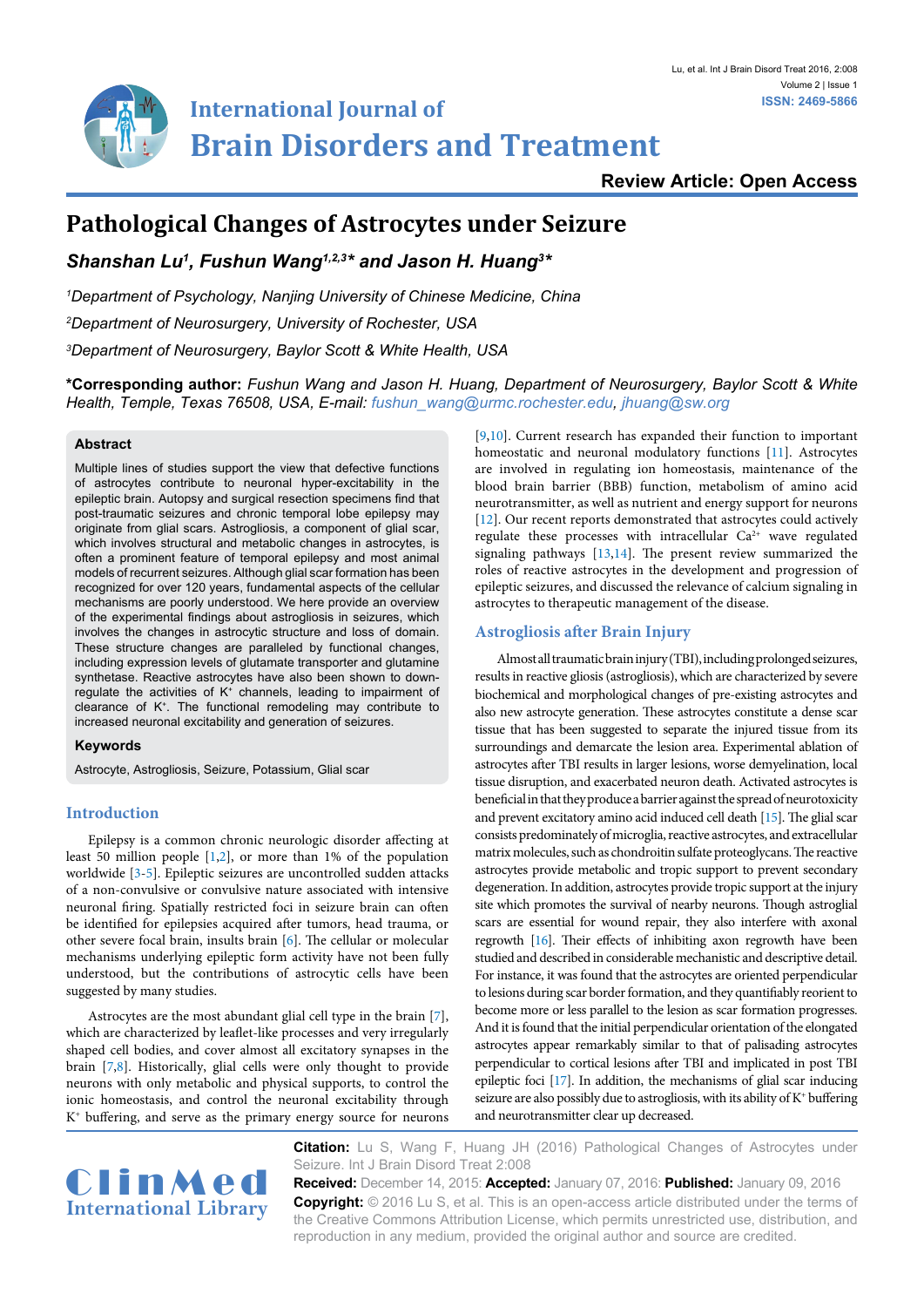# Pathological Changes of Astrocytes under Seizure

**Shanshan Lu[1], Fushun Wang[1,2,3]* and Jason H. Huang[3]***

[1]Department of Psychology, Nanjing University of Chinese Medicine, China

[2]Department of Neurosurgery, University of Rochester, USA

[3]Department of Neurosurgery, Baylor Scott & White Health, USA

**\*Corresponding author:** *Fushun Wang and Jason H. Huang, Department of Neurosurgery, Baylor Scott & White Health, Temple, Texas 76508, USA, E-mail: fushun_wang@urmc.rochester.edu, jhuang@sw.org*

## Abstract

Multiple lines of studies support the view that defective functions of astrocytes contribute to neuronal hyper-excitability in the epileptic brain. Autopsy and surgical resection specimens find that post-traumatic seizures and chronic temporal lobe epilepsy may originate from glial scars. Astrogliosis, a component of glial scar, which involves structural and metabolic changes in astrocytes, is often a prominent feature of temporal epilepsy and most animal models of recurrent seizures. Although glial scar formation has been recognized for over 120 years, fundamental aspects of the cellular mechanisms are poorly understood. We here provide an overview of the experimental findings about astrogliosis in seizures, which involves the changes in astrocytic structure and loss of domain. These structure changes are paralleled by functional changes, including expression levels of glutamate transporter and glutamine synthetase. Reactive astrocytes have also been shown to down-regulate the activities of $K^+$ channels, leading to impairment of clearance of $K^+$. The functional remodeling may contribute to increased neuronal excitability and generation of seizures.

## Keywords

Astrocyte, Astrogliosis, Seizure, Potassium, Glial scar

## Introduction

Epilepsy is a common chronic neurologic disorder affecting at least 50 million people [1,2], or more than 1% of the population worldwide [3-5]. Epileptic seizures are uncontrolled sudden attacks of a non-convulsive or convulsive nature associated with intensive neuronal firing. Spatially restricted foci in seizure brain can often be identified for epilepsies acquired after tumors, head trauma, or other severe focal brain, insults brain [6]. The cellular or molecular mechanisms underlying epileptic form activity have not been fully understood, but the contributions of astrocytic cells have been suggested by many studies.

Astrocytes are the most abundant glial cell type in the brain [7], which are characterized by leaflet-like processes and very irregularly shaped cell bodies, and cover almost all excitatory synapses in the brain [7,8]. Historically, glial cells were only thought to provide neurons with only metabolic and physical supports, to control the ionic homeostasis, and control the neuronal excitability through $K^+$ buffering, and serve as the primary energy source for neurons [9,10]. Current research has expanded their function to important homeostatic and neuronal modulatory functions [11]. Astrocytes are involved in regulating ion homeostasis, maintenance of the blood brain barrier (BBB) function, metabolism of amino acid neurotransmitter, as well as nutrient and energy support for neurons [12]. Our recent reports demonstrated that astrocytes could actively regulate these processes with intracellular $Ca^{2+}$ wave regulated signaling pathways [13,14]. The present review summarized the roles of reactive astrocytes in the development and progression of epileptic seizures, and discussed the relevance of calcium signaling in astrocytes to therapeutic management of the disease.

## Astrogliosis after Brain Injury

Almost all traumatic brain injury (TBI), including prolonged seizures, results in reactive gliosis (astrogliosis), which are characterized by severe biochemical and morphological changes of pre-existing astrocytes and also new astrocyte generation. These astrocytes constitute a dense scar tissue that has been suggested to separate the injured tissue from its surroundings and demarcate the lesion area. Experimental ablation of astrocytes after TBI results in larger lesions, worse demyelination, local tissue disruption, and exacerbated neuron death. Activated astrocytes is beneficial in that they produce a barrier against the spread of neurotoxicity and prevent excitatory amino acid induced cell death [15]. The glial scar consists predominately of microglia, reactive astrocytes, and extracellular matrix molecules, such as chondroitin sulfate proteoglycans. The reactive astrocytes provide metabolic and tropic support to prevent secondary degeneration. In addition, astrocytes provide tropic support at the injury site which promotes the survival of nearby neurons. Though astroglial scars are essential for wound repair, they also interfere with axonal regrowth [16]. Their effects of inhibiting axon regrowth have been studied and described in considerable mechanistic and descriptive detail. For instance, it was found that the astrocytes are oriented perpendicular to lesions during scar border formation, and they quantifiably reorient to become more or less parallel to the lesion as scar formation progresses. And it is found that the initial perpendicular orientation of the elongated astrocytes appear remarkably similar to that of palisading astrocytes perpendicular to cortical lesions after TBI and implicated in post TBI epileptic foci [17]. In addition, the mechanisms of glial scar inducing seizure are also possibly due to astrogliosis, with its ability of $K^+$ buffering and neurotransmitter clear up decreased.

**Citation:** Lu S, Wang F, Huang JH (2016) Pathological Changes of Astrocytes under Seizure. Int J Brain Disord Treat 2:008

**Received:** December 14, 2015: **Accepted:** January 07, 2016: **Published:** January 09, 2016

**Copyright:** © 2016 Lu S, et al. This is an open-access article distributed under the terms of the Creative Commons Attribution License, which permits unrestricted use, distribution, and reproduction in any medium, provided the original author and source are credited.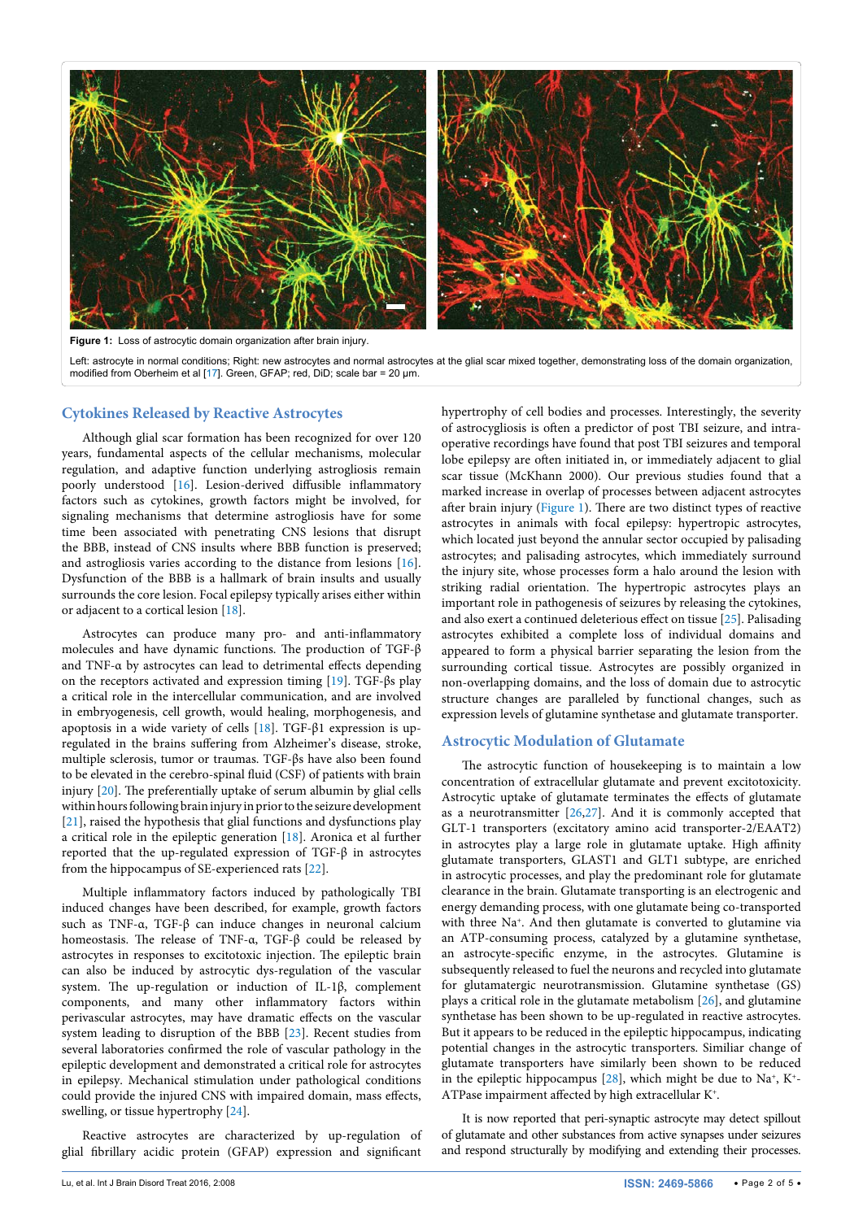**Figure 1:** Loss of astrocytic domain organization after brain injury.

Left: astrocyte in normal conditions; Right: new astrocytes and normal astrocytes at the glial scar mixed together, demonstrating loss of the domain organization, modified from Oberheim et al [17]. Green, GFAP; red, DiD; scale bar = 20 µm.

## Cytokines Released by Reactive Astrocytes

Although glial scar formation has been recognized for over 120 years, fundamental aspects of the cellular mechanisms, molecular regulation, and adaptive function underlying astrogliosis remain poorly understood [16]. Lesion-derived diffusible inflammatory factors such as cytokines, growth factors might be involved, for signaling mechanisms that determine astrogliosis have for some time been associated with penetrating CNS lesions that disrupt the BBB, instead of CNS insults where BBB function is preserved; and astrogliosis varies according to the distance from lesions [16]. Dysfunction of the BBB is a hallmark of brain insults and usually surrounds the core lesion. Focal epilepsy typically arises either within or adjacent to a cortical lesion [18].

Astrocytes can produce many pro- and anti-inflammatory molecules and have dynamic functions. The production of TGF-β and TNF-α by astrocytes can lead to detrimental effects depending on the receptors activated and expression timing [19]. TGF-βs play a critical role in the intercellular communication, and are involved in embryogenesis, cell growth, would healing, morphogenesis, and apoptosis in a wide variety of cells [18]. TGF-β1 expression is up-regulated in the brains suffering from Alzheimer's disease, stroke, multiple sclerosis, tumor or traumas. TGF-βs have also been found to be elevated in the cerebro-spinal fluid (CSF) of patients with brain injury [20]. The preferentially uptake of serum albumin by glial cells within hours following brain injury in prior to the seizure development [21], raised the hypothesis that glial functions and dysfunctions play a critical role in the epileptic generation [18]. Aronica et al further reported that the up-regulated expression of TGF-β in astrocytes from the hippocampus of SE-experienced rats [22].

Multiple inflammatory factors induced by pathologically TBI induced changes have been described, for example, growth factors such as TNF-α, TGF-β can induce changes in neuronal calcium homeostasis. The release of TNF-α, TGF-β could be released by astrocytes in responses to excitotoxic injection. The epileptic brain can also be induced by astrocytic dys-regulation of the vascular system. The up-regulation or induction of IL-1β, complement components, and many other inflammatory factors within perivascular astrocytes, may have dramatic effects on the vascular system leading to disruption of the BBB [23]. Recent studies from several laboratories confirmed the role of vascular pathology in the epileptic development and demonstrated a critical role for astrocytes in epilepsy. Mechanical stimulation under pathological conditions could provide the injured CNS with impaired domain, mass effects, swelling, or tissue hypertrophy [24].

Reactive astrocytes are characterized by up-regulation of glial fibrillary acidic protein (GFAP) expression and significant hypertrophy of cell bodies and processes. Interestingly, the severity of astrocygliosis is often a predictor of post TBI seizure, and intra-operative recordings have found that post TBI seizures and temporal lobe epilepsy are often initiated in, or immediately adjacent to glial scar tissue (McKhann 2000). Our previous studies found that a marked increase in overlap of processes between adjacent astrocytes after brain injury (Figure 1). There are two distinct types of reactive astrocytes in animals with focal epilepsy: hypertropic astrocytes, which located just beyond the annular sector occupied by palisading astrocytes; and palisading astrocytes, which immediately surround the injury site, whose processes form a halo around the lesion with striking radial orientation. The hypertropic astrocytes plays an important role in pathogenesis of seizures by releasing the cytokines, and also exert a continued deleterious effect on tissue [25]. Palisading astrocytes exhibited a complete loss of individual domains and appeared to form a physical barrier separating the lesion from the surrounding cortical tissue. Astrocytes are possibly organized in non-overlapping domains, and the loss of domain due to astrocytic structure changes are paralleled by functional changes, such as expression levels of glutamine synthetase and glutamate transporter.

## Astrocytic Modulation of Glutamate

The astrocytic function of housekeeping is to maintain a low concentration of extracellular glutamate and prevent excitotoxicity. Astrocytic uptake of glutamate terminates the effects of glutamate as a neurotransmitter [26,27]. And it is commonly accepted that GLT-1 transporters (excitatory amino acid transporter-2/EAAT2) in astrocytes play a large role in glutamate uptake. High affinity glutamate transporters, GLAST1 and GLT1 subtype, are enriched in astrocytic processes, and play the predominant role for glutamate clearance in the brain. Glutamate transporting is an electrogenic and energy demanding process, with one glutamate being co-transported with three $Na^+$. And then glutamate is converted to glutamine via an ATP-consuming process, catalyzed by a glutamine synthetase, an astrocyte-specific enzyme, in the astrocytes. Glutamine is subsequently released to fuel the neurons and recycled into glutamate for glutamatergic neurotransmission. Glutamine synthetase (GS) plays a critical role in the glutamate metabolism [26], and glutamine synthetase has been shown to be up-regulated in reactive astrocytes. But it appears to be reduced in the epileptic hippocampus, indicating potential changes in the astrocytic transporters. Similiar change of glutamate transporters have similarly been shown to be reduced in the epileptic hippocampus [28], which might be due to $Na^+$, $K^+$-ATPase impairment affected by high extracellular $K^+$.

It is now reported that peri-synaptic astrocyte may detect spillout of glutamate and other substances from active synapses under seizures and respond structurally by modifying and extending their processes.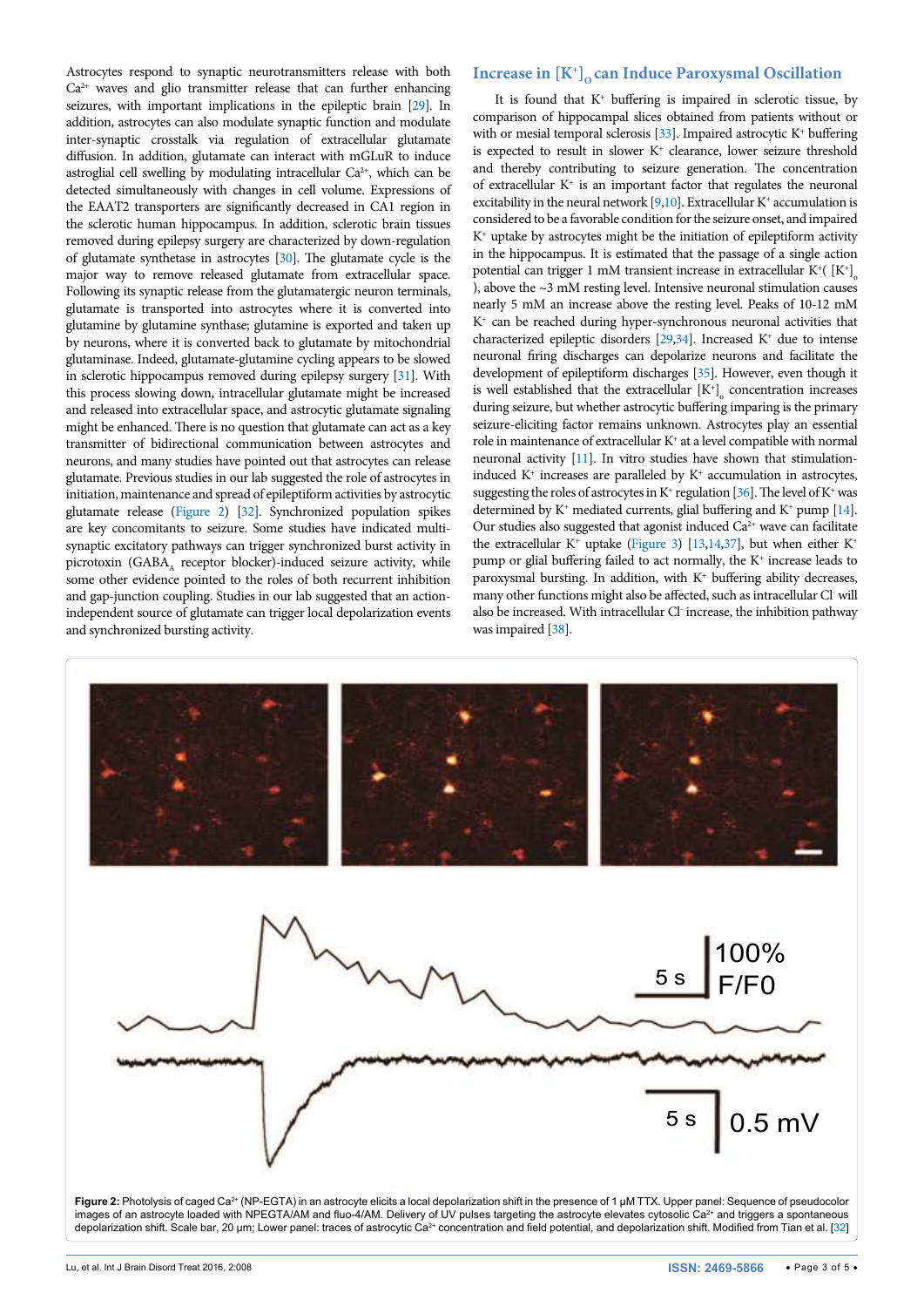Astrocytes respond to synaptic neurotransmitters release with both $Ca^{2+}$ waves and glio transmitter release that can further enhancing seizures, with important implications in the epileptic brain [29]. In addition, astrocytes can also modulate synaptic function and modulate inter-synaptic crosstalk via regulation of extracellular glutamate diffusion. In addition, glutamate can interact with mGLuR to induce astroglial cell swelling by modulating intracellular $Ca^{2+}$, which can be detected simultaneously with changes in cell volume. Expressions of the EAAT2 transporters are significantly decreased in CA1 region in the sclerotic human hippocampus. In addition, sclerotic brain tissues removed during epilepsy surgery are characterized by down-regulation of glutamate synthetase in astrocytes [30]. The glutamate cycle is the major way to remove released glutamate from extracellular space. Following its synaptic release from the glutamatergic neuron terminals, glutamate is transported into astrocytes where it is converted into glutamine by glutamine synthase; glutamine is exported and taken up by neurons, where it is converted back to glutamate by mitochondrial glutaminase. Indeed, glutamate-glutamine cycling appears to be slowed in sclerotic hippocampus removed during epilepsy surgery [31]. With this process slowing down, intracellular glutamate might be increased and released into extracellular space, and astrocytic glutamate signaling might be enhanced. There is no question that glutamate can act as a key transmitter of bidirectional communication between astrocytes and neurons, and many studies have pointed out that astrocytes can release glutamate. Previous studies in our lab suggested the role of astrocytes in initiation, maintenance and spread of epileptiform activities by astrocytic glutamate release (Figure 2) [32]. Synchronized population spikes are key concomitants to seizure. Some studies have indicated multi-synaptic excitatory pathways can trigger synchronized burst activity in picrotoxin ($GABA_A$ receptor blocker)-induced seizure activity, while some other evidence pointed to the roles of both recurrent inhibition and gap-junction coupling. Studies in our lab suggested that an action-independent source of glutamate can trigger local depolarization events and synchronized bursting activity.

## Increase in $[K^+]_O$ can Induce Paroxysmal Oscillation

It is found that $K^+$ buffering is impaired in sclerotic tissue, by comparison of hippocampal slices obtained from patients without or with mesial temporal sclerosis [33]. Impaired astrocytic $K^+$ buffering is expected to result in slower $K^+$ clearance, lower seizure threshold and thereby contributing to seizure generation. The concentration of extracellular $K^+$ is an important factor that regulates the neuronal excitability in the neural network [9,10]. Extracellular $K^+$ accumulation is considered to be a favorable condition for the seizure onset, and impaired $K^+$ uptake by astrocytes might be the initiation of epileptiform activity in the hippocampus. It is estimated that the passage of a single action potential can trigger 1 mM transient increase in extracellular $K^+$( $[K^+]_o$ ), above the ~3 mM resting level. Intensive neuronal stimulation causes nearly 5 mM an increase above the resting level. Peaks of 10-12 mM $K^+$ can be reached during hyper-synchronous neuronal activities that characterized epileptic disorders [29,34]. Increased $K^+$ due to intense neuronal firing discharges can depolarize neurons and facilitate the development of epileptiform discharges [35]. However, even though it is well established that the extracellular $[K^+]_o$ concentration increases during seizure, but whether astrocytic buffering imparing is the primary seizure-eliciting factor remains unknown. Astrocytes play an essential role in maintenance of extracellular $K^+$ at a level compatible with normal neuronal activity [11]. In vitro studies have shown that stimulation-induced $K^+$ increases are paralleled by $K^+$ accumulation in astrocytes, suggesting the roles of astrocytes in $K^+$ regulation [36]. The level of $K^+$ was determined by $K^+$ mediated currents, glial buffering and $K^+$ pump [14]. Our studies also suggested that agonist induced $Ca^{2+}$ wave can facilitate the extracellular $K^+$ uptake (Figure 3) [13,14,37], but when either $K^+$ pump or glial buffering failed to act normally, the $K^+$ increase leads to paroxysmal bursting. In addition, with $K^+$ buffering ability decreases, many other functions might also be affected, such as intracellular $Cl^-$ will also be increased. With intracellular $Cl^-$ increase, the inhibition pathway was impaired [38].

**Figure 2:** Photolysis of caged $Ca^{2+}$ (NP-EGTA) in an astrocyte elicits a local depolarization shift in the presence of 1 μM TTX. Upper panel: Sequence of pseudocolor images of an astrocyte loaded with NPEGTA/AM and fluo-4/AM. Delivery of UV pulses targeting the astrocyte elevates cytosolic $Ca^{2+}$ and triggers a spontaneous depolarization shift. Scale bar, 20 μm; Lower panel: traces of astrocytic $Ca^{2+}$ concentration and field potential, and depolarization shift. Modified from Tian et al. [32]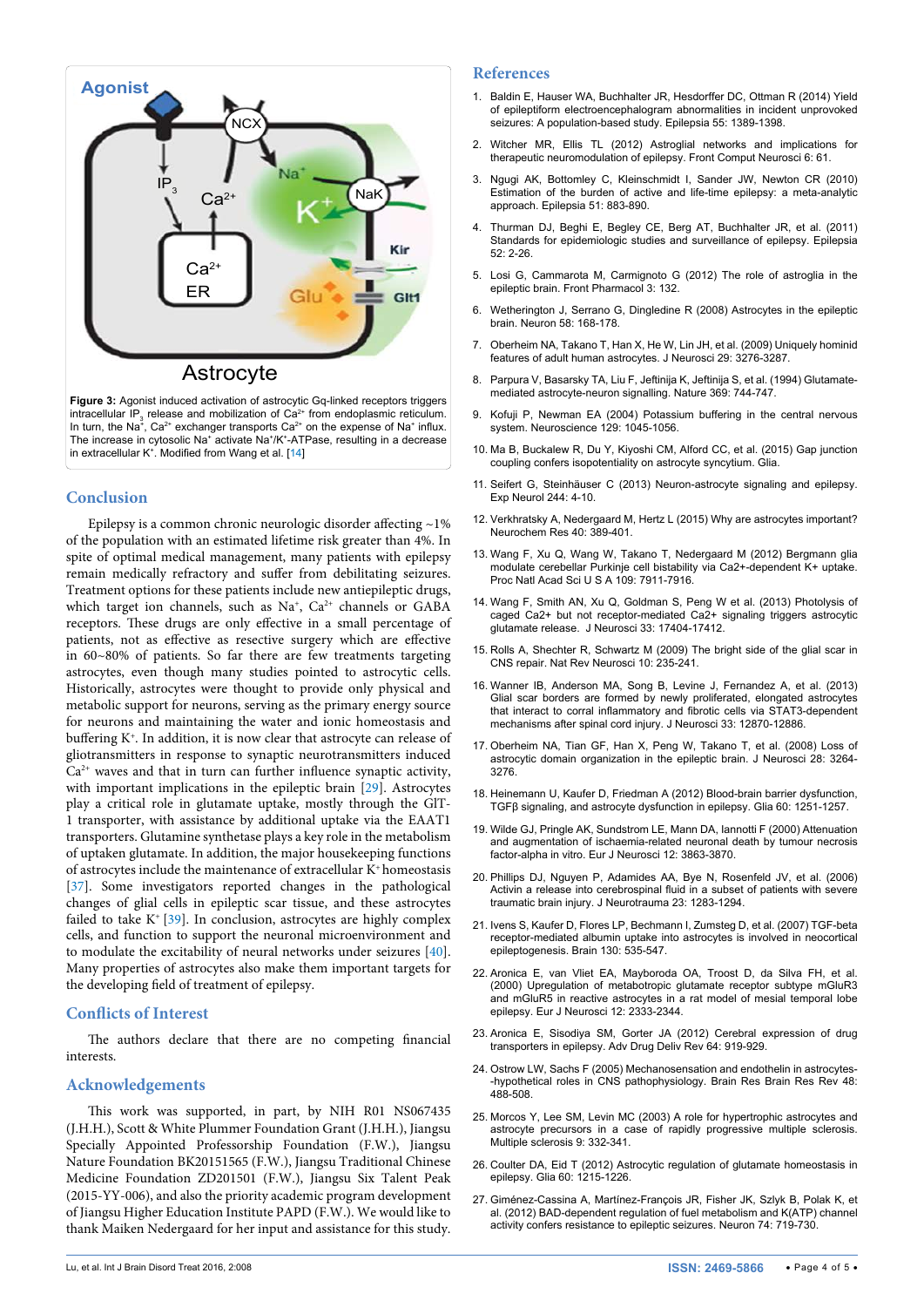**Figure 3:** Agonist induced activation of astrocytic Gq-linked receptors triggers intracellular $IP_3$ release and mobilization of $Ca^{2+}$ from endoplasmic reticulum. In turn, the $Na^+$, $Ca^{2+}$ exchanger transports $Ca^{2+}$ on the expense of $Na^+$ influx. The increase in cytosolic $Na^+$ activate $Na^+/K^+$-ATPase, resulting in a decrease in extracellular $K^+$. Modified from Wang et al. [14]

## Conclusion

Epilepsy is a common chronic neurologic disorder affecting ~1% of the population with an estimated lifetime risk greater than 4%. In spite of optimal medical management, many patients with epilepsy remain medically refractory and suffer from debilitating seizures. Treatment options for these patients include new antiepileptic drugs, which target ion channels, such as $Na^+$, $Ca^{2+}$ channels or GABA receptors. These drugs are only effective in a small percentage of patients, not as effective as resective surgery which are effective in 60~80% of patients. So far there are few treatments targeting astrocytes, even though many studies pointed to astrocytic cells. Historically, astrocytes were thought to provide only physical and metabolic support for neurons, serving as the primary energy source for neurons and maintaining the water and ionic homeostasis and buffering $K^+$. In addition, it is now clear that astrocyte can release of gliotransmitters in response to synaptic neurotransmitters induced $Ca^{2+}$ waves and that in turn can further influence synaptic activity, with important implications in the epileptic brain [29]. Astrocytes play a critical role in glutamate uptake, mostly through the GlT-1 transporter, with assistance by additional uptake via the EAAT1 transporters. Glutamine synthetase plays a key role in the metabolism of uptaken glutamate. In addition, the major housekeeping functions of astrocytes include the maintenance of extracellular $K^+$ homeostasis [37]. Some investigators reported changes in the pathological changes of glial cells in epileptic scar tissue, and these astrocytes failed to take $K^+$ [39]. In conclusion, astrocytes are highly complex cells, and function to support the neuronal microenvironment and to modulate the excitability of neural networks under seizures [40]. Many properties of astrocytes also make them important targets for the developing field of treatment of epilepsy.

## Conflicts of Interest

The authors declare that there are no competing financial interests.

## Acknowledgements

This work was supported, in part, by NIH R01 NS067435 (J.H.H.), Scott & White Plummer Foundation Grant (J.H.H.), Jiangsu Specially Appointed Professorship Foundation (F.W.), Jiangsu Nature Foundation BK20151565 (F.W.), Jiangsu Traditional Chinese Medicine Foundation ZD201501 (F.W.), Jiangsu Six Talent Peak (2015-YY-006), and also the priority academic program development of Jiangsu Higher Education Institute PAPD (F.W.). We would like to thank Maiken Nedergaard for her input and assistance for this study.

## References

1. Baldin E, Hauser WA, Buchhalter JR, Hesdorffer DC, Ottman R (2014) Yield of epileptiform electroencephalogram abnormalities in incident unprovoked seizures: A population-based study. Epilepsia 55: 1389-1398.
2. Witcher MR, Ellis TL (2012) Astroglial networks and implications for therapeutic neuromodulation of epilepsy. Front Comput Neurosci 6: 61.
3. Ngugi AK, Bottomley C, Kleinschmidt I, Sander JW, Newton CR (2010) Estimation of the burden of active and life-time epilepsy: a meta-analytic approach. Epilepsia 51: 883-890.
4. Thurman DJ, Beghi E, Begley CE, Berg AT, Buchhalter JR, et al. (2011) Standards for epidemiologic studies and surveillance of epilepsy. Epilepsia 52: 2-26.
5. Losi G, Cammarota M, Carmignoto G (2012) The role of astroglia in the epileptic brain. Front Pharmacol 3: 132.
6. Wetherington J, Serrano G, Dingledine R (2008) Astrocytes in the epileptic brain. Neuron 58: 168-178.
7. Oberheim NA, Takano T, Han X, He W, Lin JH, et al. (2009) Uniquely hominid features of adult human astrocytes. J Neurosci 29: 3276-3287.
8. Parpura V, Basarsky TA, Liu F, Jeftinija K, Jeftinija S, et al. (1994) Glutamate-mediated astrocyte-neuron signalling. Nature 369: 744-747.
9. Kofuji P, Newman EA (2004) Potassium buffering in the central nervous system. Neuroscience 129: 1045-1056.
10. Ma B, Buckalew R, Du Y, Kiyoshi CM, Alford CC, et al. (2015) Gap junction coupling confers isopotentiality on astrocyte syncytium. Glia.
11. Seifert G, Steinhäuser C (2013) Neuron-astrocyte signaling and epilepsy. Exp Neurol 244: 4-10.
12. Verkhratsky A, Nedergaard M, Hertz L (2015) Why are astrocytes important? Neurochem Res 40: 389-401.
13. Wang F, Xu Q, Wang W, Takano T, Nedergaard M (2012) Bergmann glia modulate cerebellar Purkinje cell bistability via Ca2+-dependent K+ uptake. Proc Natl Acad Sci U S A 109: 7911-7916.
14. Wang F, Smith AN, Xu Q, Goldman S, Peng W et al. (2013) Photolysis of caged Ca2+ but not receptor-mediated Ca2+ signaling triggers astrocytic glutamate release. J Neurosci 33: 17404-17412.
15. Rolls A, Shechter R, Schwartz M (2009) The bright side of the glial scar in CNS repair. Nat Rev Neurosci 10: 235-241.
16. Wanner IB, Anderson MA, Song B, Levine J, Fernandez A, et al. (2013) Glial scar borders are formed by newly proliferated, elongated astrocytes that interact to corral inflammatory and fibrotic cells via STAT3-dependent mechanisms after spinal cord injury. J Neurosci 33: 12870-12886.
17. Oberheim NA, Tian GF, Han X, Peng W, Takano T, et al. (2008) Loss of astrocytic domain organization in the epileptic brain. J Neurosci 28: 3264-3276.
18. Heinemann U, Kaufer D, Friedman A (2012) Blood-brain barrier dysfunction, TGFβ signaling, and astrocyte dysfunction in epilepsy. Glia 60: 1251-1257.
19. Wilde GJ, Pringle AK, Sundstrom LE, Mann DA, Iannotti F (2000) Attenuation and augmentation of ischaemia-related neuronal death by tumour necrosis factor-alpha in vitro. Eur J Neurosci 12: 3863-3870.
20. Phillips DJ, Nguyen P, Adamides AA, Bye N, Rosenfeld JV, et al. (2006) Activin a release into cerebrospinal fluid in a subset of patients with severe traumatic brain injury. J Neurotrauma 23: 1283-1294.
21. Ivens S, Kaufer D, Flores LP, Bechmann I, Zumsteg D, et al. (2007) TGF-beta receptor-mediated albumin uptake into astrocytes is involved in neocortical epileptogenesis. Brain 130: 535-547.
22. Aronica E, van Vliet EA, Mayboroda OA, Troost D, da Silva FH, et al. (2000) Upregulation of metabotropic glutamate receptor subtype mGluR3 and mGluR5 in reactive astrocytes in a rat model of mesial temporal lobe epilepsy. Eur J Neurosci 12: 2333-2344.
23. Aronica E, Sisodiya SM, Gorter JA (2012) Cerebral expression of drug transporters in epilepsy. Adv Drug Deliv Rev 64: 919-929.
24. Ostrow LW, Sachs F (2005) Mechanosensation and endothelin in astrocytes--hypothetical roles in CNS pathophysiology. Brain Res Brain Res Rev 48: 488-508.
25. Morcos Y, Lee SM, Levin MC (2003) A role for hypertrophic astrocytes and astrocyte precursors in a case of rapidly progressive multiple sclerosis. Multiple sclerosis 9: 332-341.
26. Coulter DA, Eid T (2012) Astrocytic regulation of glutamate homeostasis in epilepsy. Glia 60: 1215-1226.
27. Giménez-Cassina A, Martínez-François JR, Fisher JK, Szlyk B, Polak K, et al. (2012) BAD-dependent regulation of fuel metabolism and K(ATP) channel activity confers resistance to epileptic seizures. Neuron 74: 719-730.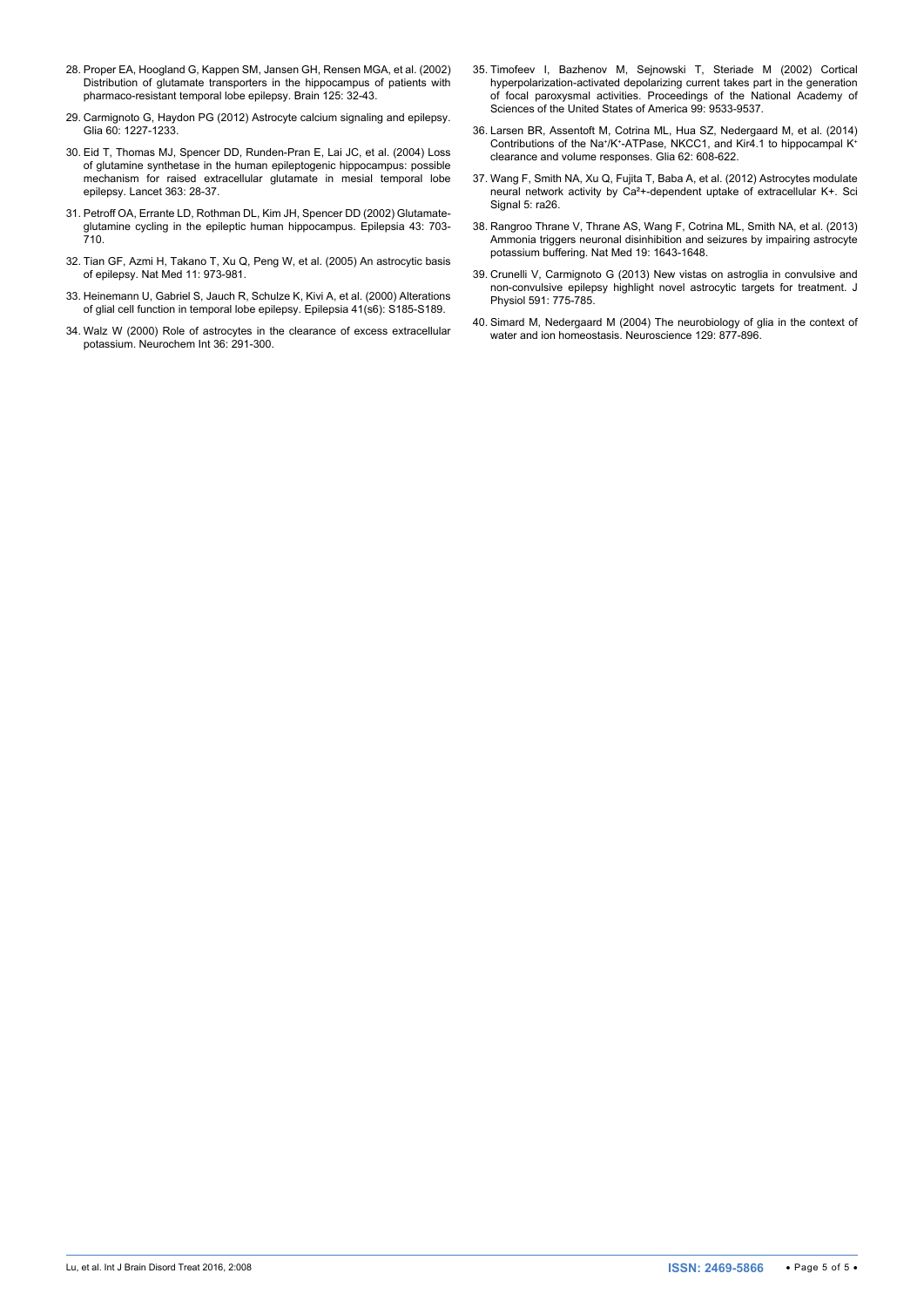28. Proper EA, Hoogland G, Kappen SM, Jansen GH, Rensen MGA, et al. (2002) Distribution of glutamate transporters in the hippocampus of patients with pharmaco-resistant temporal lobe epilepsy. Brain 125: 32-43.

29. Carmignoto G, Haydon PG (2012) Astrocyte calcium signaling and epilepsy. Glia 60: 1227-1233.

30. Eid T, Thomas MJ, Spencer DD, Runden-Pran E, Lai JC, et al. (2004) Loss of glutamine synthetase in the human epileptogenic hippocampus: possible mechanism for raised extracellular glutamate in mesial temporal lobe epilepsy. Lancet 363: 28-37.

31. Petroff OA, Errante LD, Rothman DL, Kim JH, Spencer DD (2002) Glutamate-glutamine cycling in the epileptic human hippocampus. Epilepsia 43: 703-710.

32. Tian GF, Azmi H, Takano T, Xu Q, Peng W, et al. (2005) An astrocytic basis of epilepsy. Nat Med 11: 973-981.

33. Heinemann U, Gabriel S, Jauch R, Schulze K, Kivi A, et al. (2000) Alterations of glial cell function in temporal lobe epilepsy. Epilepsia 41(s6): S185-S189.

34. Walz W (2000) Role of astrocytes in the clearance of excess extracellular potassium. Neurochem Int 36: 291-300.

35. Timofeev I, Bazhenov M, Sejnowski T, Steriade M (2002) Cortical hyperpolarization-activated depolarizing current takes part in the generation of focal paroxysmal activities. Proceedings of the National Academy of Sciences of the United States of America 99: 9533-9537.

36. Larsen BR, Assentoft M, Cotrina ML, Hua SZ, Nedergaard M, et al. (2014) Contributions of the $Na^+/K^+$-ATPase, NKCC1, and Kir4.1 to hippocampal $K^+$ clearance and volume responses. Glia 62: 608-622.

37. Wang F, Smith NA, Xu Q, Fujita T, Baba A, et al. (2012) Astrocytes modulate neural network activity by $Ca^{2+}$-dependent uptake of extracellular K+. Sci Signal 5: ra26.

38. Rangroo Thrane V, Thrane AS, Wang F, Cotrina ML, Smith NA, et al. (2013) Ammonia triggers neuronal disinhibition and seizures by impairing astrocyte potassium buffering. Nat Med 19: 1643-1648.

39. Crunelli V, Carmignoto G (2013) New vistas on astroglia in convulsive and non-convulsive epilepsy highlight novel astrocytic targets for treatment. J Physiol 591: 775-785.

40. Simard M, Nedergaard M (2004) The neurobiology of glia in the context of water and ion homeostasis. Neuroscience 129: 877-896.